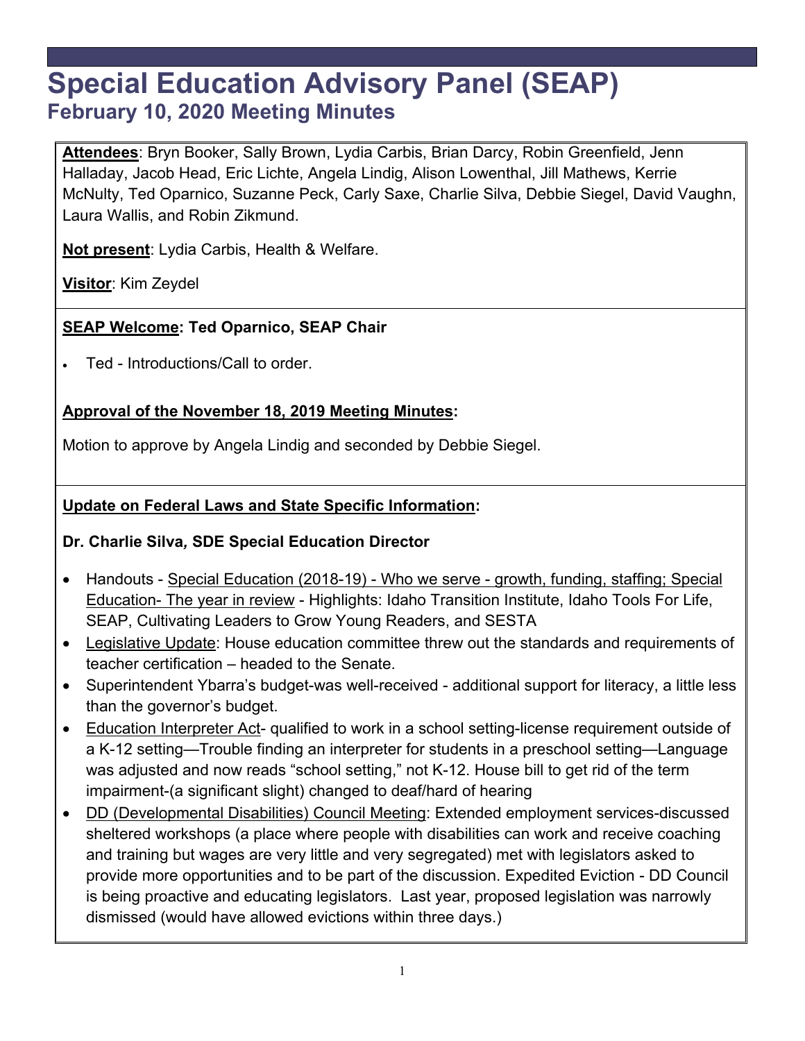# Special Education Advisory Panel (SEAP)

## February 10, 2020 Meeting Minutes

**Attendees**: Bryn Booker, Sally Brown, Lydia Carbis, Brian Darcy, Robin Greenfield, Jenn Halladay, Jacob Head, Eric Lichte, Angela Lindig, Alison Lowenthal, Jill Mathews, Kerrie McNulty, Ted Oparnico, Suzanne Peck, Carly Saxe, Charlie Silva, Debbie Siegel, David Vaughn, Laura Wallis, and Robin Zikmund.

**Not present**: Lydia Carbis, Health & Welfare.

**Visitor**: Kim Zeydel

**SEAP Welcome: Ted Oparnico, SEAP Chair**

- Ted - Introductions/Call to order.

**Approval of the November 18, 2019 Meeting Minutes:**

Motion to approve by Angela Lindig and seconded by Debbie Siegel.

**Update on Federal Laws and State Specific Information:**

**Dr. Charlie Silva, SDE Special Education Director**

- Handouts - Special Education (2018-19) - Who we serve - growth, funding, staffing; Special Education- The year in review - Highlights: Idaho Transition Institute, Idaho Tools For Life, SEAP, Cultivating Leaders to Grow Young Readers, and SESTA
- Legislative Update: House education committee threw out the standards and requirements of teacher certification – headed to the Senate.
- Superintendent Ybarra's budget-was well-received - additional support for literacy, a little less than the governor's budget.
- Education Interpreter Act- qualified to work in a school setting-license requirement outside of a K-12 setting—Trouble finding an interpreter for students in a preschool setting—Language was adjusted and now reads "school setting," not K-12. House bill to get rid of the term impairment-(a significant slight) changed to deaf/hard of hearing
- DD (Developmental Disabilities) Council Meeting: Extended employment services-discussed sheltered workshops (a place where people with disabilities can work and receive coaching and training but wages are very little and very segregated) met with legislators asked to provide more opportunities and to be part of the discussion. Expedited Eviction - DD Council is being proactive and educating legislators. Last year, proposed legislation was narrowly dismissed (would have allowed evictions within three days.)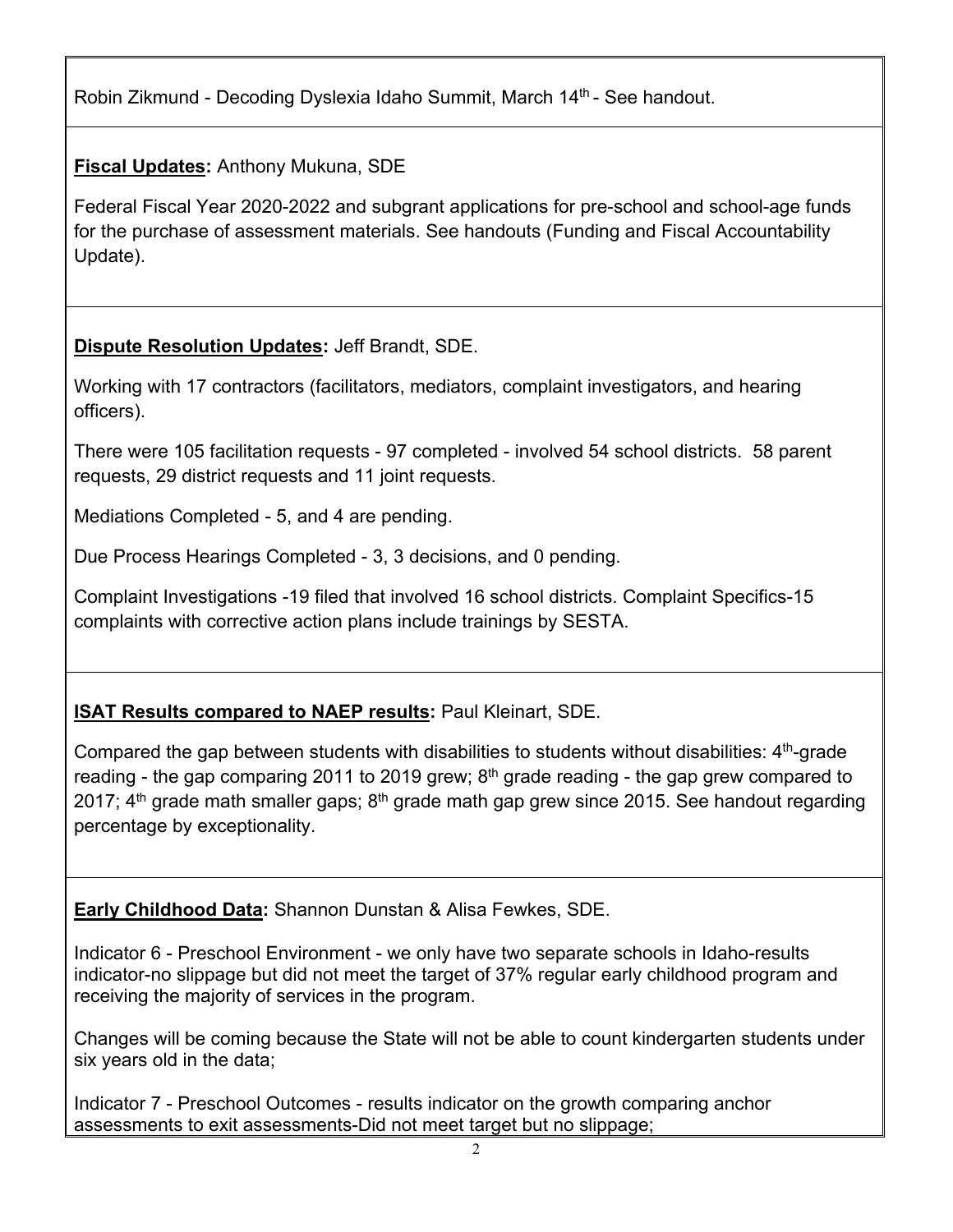Robin Zikmund - Decoding Dyslexia Idaho Summit, March 14th - See handout.

**Fiscal Updates:** Anthony Mukuna, SDE

Federal Fiscal Year 2020-2022 and subgrant applications for pre-school and school-age funds for the purchase of assessment materials. See handouts (Funding and Fiscal Accountability Update).

**Dispute Resolution Updates:** Jeff Brandt, SDE.

Working with 17 contractors (facilitators, mediators, complaint investigators, and hearing officers).

There were 105 facilitation requests - 97 completed - involved 54 school districts. 58 parent requests, 29 district requests and 11 joint requests.

Mediations Completed - 5, and 4 are pending.

Due Process Hearings Completed - 3, 3 decisions, and 0 pending.

Complaint Investigations -19 filed that involved 16 school districts. Complaint Specifics-15 complaints with corrective action plans include trainings by SESTA.

**ISAT Results compared to NAEP results:** Paul Kleinart, SDE.

Compared the gap between students with disabilities to students without disabilities: 4th-grade reading - the gap comparing 2011 to 2019 grew; 8th grade reading - the gap grew compared to 2017; 4th grade math smaller gaps; 8th grade math gap grew since 2015. See handout regarding percentage by exceptionality.

**Early Childhood Data:** Shannon Dunstan & Alisa Fewkes, SDE.

Indicator 6 - Preschool Environment - we only have two separate schools in Idaho-results indicator-no slippage but did not meet the target of 37% regular early childhood program and receiving the majority of services in the program.

Changes will be coming because the State will not be able to count kindergarten students under six years old in the data;

Indicator 7 - Preschool Outcomes - results indicator on the growth comparing anchor assessments to exit assessments-Did not meet target but no slippage;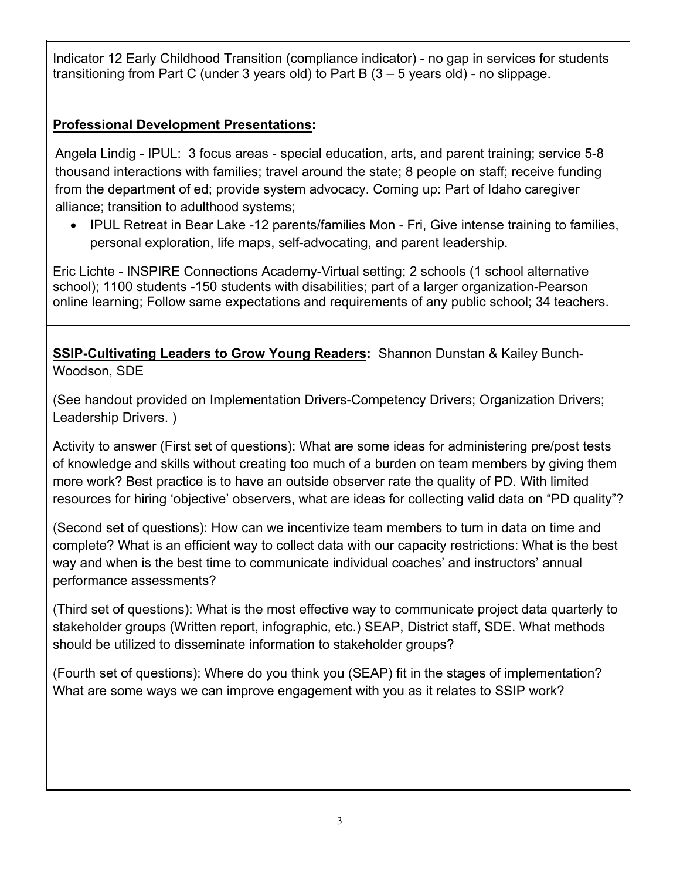Indicator 12 Early Childhood Transition (compliance indicator) - no gap in services for students transitioning from Part C (under 3 years old) to Part B (3 – 5 years old) - no slippage.

**Professional Development Presentations:**

Angela Lindig - IPUL: 3 focus areas - special education, arts, and parent training; service 5-8 thousand interactions with families; travel around the state; 8 people on staff; receive funding from the department of ed; provide system advocacy. Coming up: Part of Idaho caregiver alliance; transition to adulthood systems;

- IPUL Retreat in Bear Lake -12 parents/families Mon - Fri, Give intense training to families, personal exploration, life maps, self-advocating, and parent leadership.

Eric Lichte - INSPIRE Connections Academy-Virtual setting; 2 schools (1 school alternative school); 1100 students -150 students with disabilities; part of a larger organization-Pearson online learning; Follow same expectations and requirements of any public school; 34 teachers.

**SSIP-Cultivating Leaders to Grow Young Readers:** Shannon Dunstan & Kailey Bunch-Woodson, SDE

(See handout provided on Implementation Drivers-Competency Drivers; Organization Drivers; Leadership Drivers. )

Activity to answer (First set of questions): What are some ideas for administering pre/post tests of knowledge and skills without creating too much of a burden on team members by giving them more work? Best practice is to have an outside observer rate the quality of PD. With limited resources for hiring 'objective' observers, what are ideas for collecting valid data on "PD quality"?

(Second set of questions): How can we incentivize team members to turn in data on time and complete? What is an efficient way to collect data with our capacity restrictions: What is the best way and when is the best time to communicate individual coaches' and instructors' annual performance assessments?

(Third set of questions): What is the most effective way to communicate project data quarterly to stakeholder groups (Written report, infographic, etc.) SEAP, District staff, SDE. What methods should be utilized to disseminate information to stakeholder groups?

(Fourth set of questions): Where do you think you (SEAP) fit in the stages of implementation? What are some ways we can improve engagement with you as it relates to SSIP work?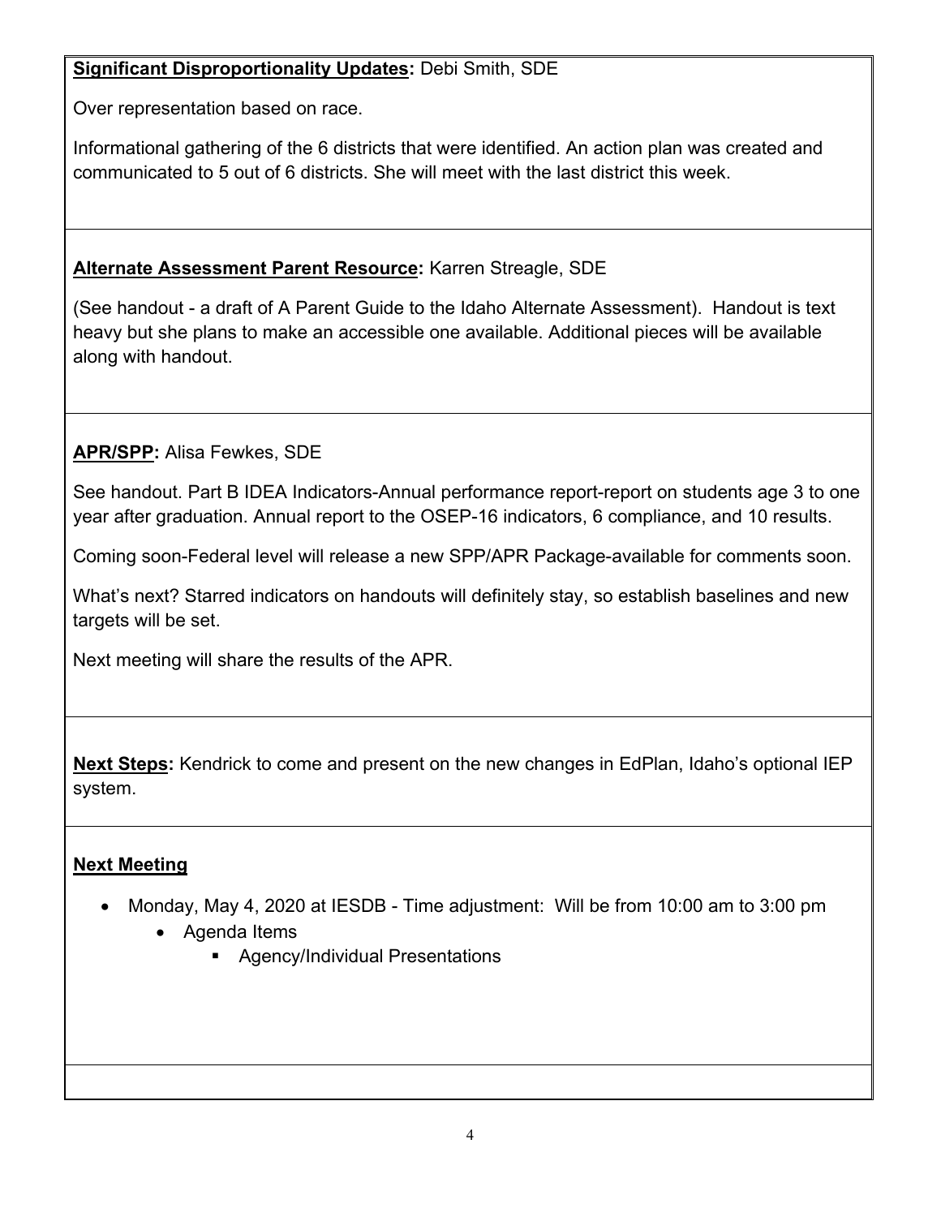**Significant Disproportionality Updates:** Debi Smith, SDE

Over representation based on race.

Informational gathering of the 6 districts that were identified. An action plan was created and communicated to 5 out of 6 districts. She will meet with the last district this week.

**Alternate Assessment Parent Resource:** Karren Streagle, SDE

(See handout - a draft of A Parent Guide to the Idaho Alternate Assessment). Handout is text heavy but she plans to make an accessible one available. Additional pieces will be available along with handout.

**APR/SPP:** Alisa Fewkes, SDE

See handout. Part B IDEA Indicators-Annual performance report-report on students age 3 to one year after graduation. Annual report to the OSEP-16 indicators, 6 compliance, and 10 results.

Coming soon-Federal level will release a new SPP/APR Package-available for comments soon.

What's next? Starred indicators on handouts will definitely stay, so establish baselines and new targets will be set.

Next meeting will share the results of the APR.

**Next Steps:** Kendrick to come and present on the new changes in EdPlan, Idaho's optional IEP system.

**Next Meeting**

- Monday, May 4, 2020 at IESDB - Time adjustment: Will be from 10:00 am to 3:00 pm
  - Agenda Items
    - Agency/Individual Presentations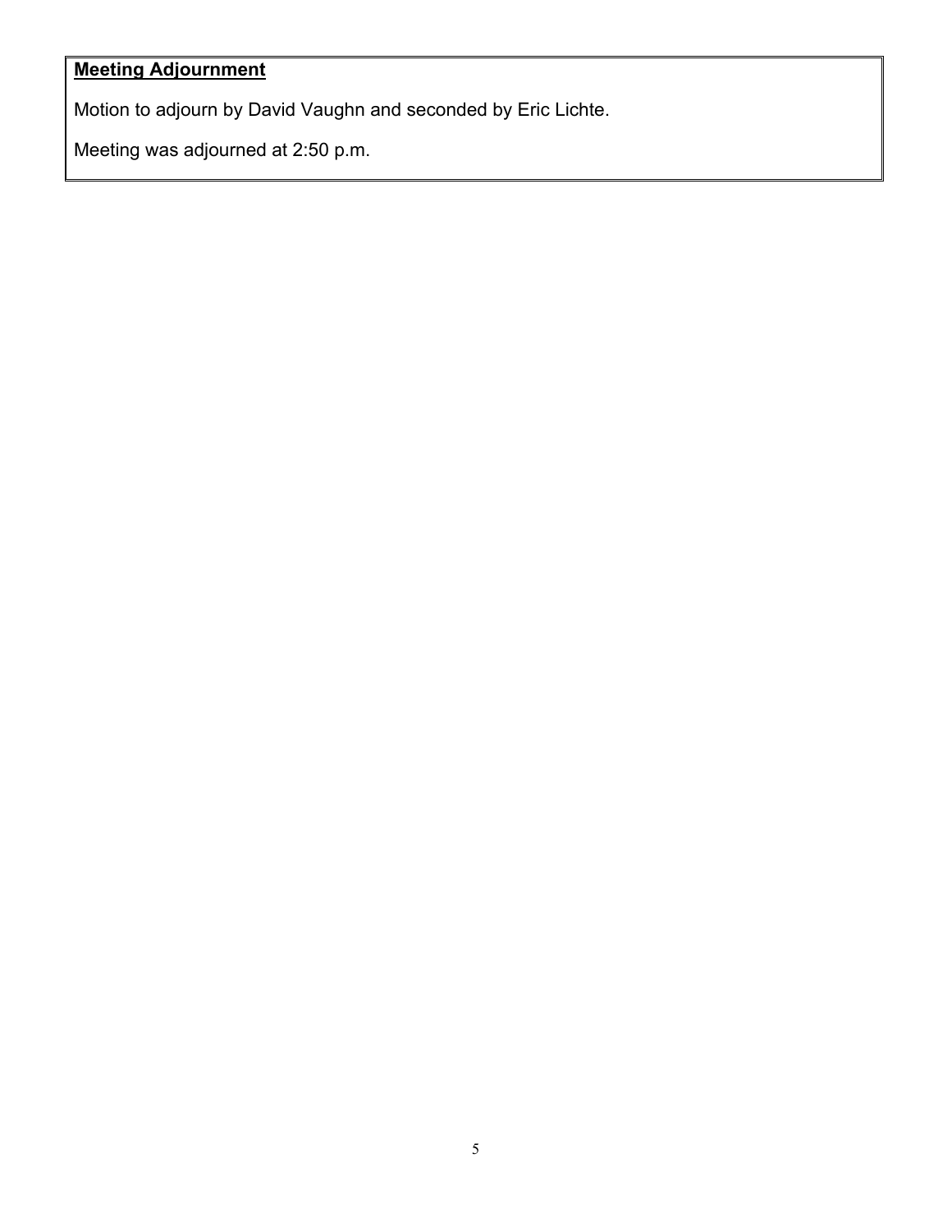**Meeting Adjournment**

Motion to adjourn by David Vaughn and seconded by Eric Lichte.

Meeting was adjourned at 2:50 p.m.